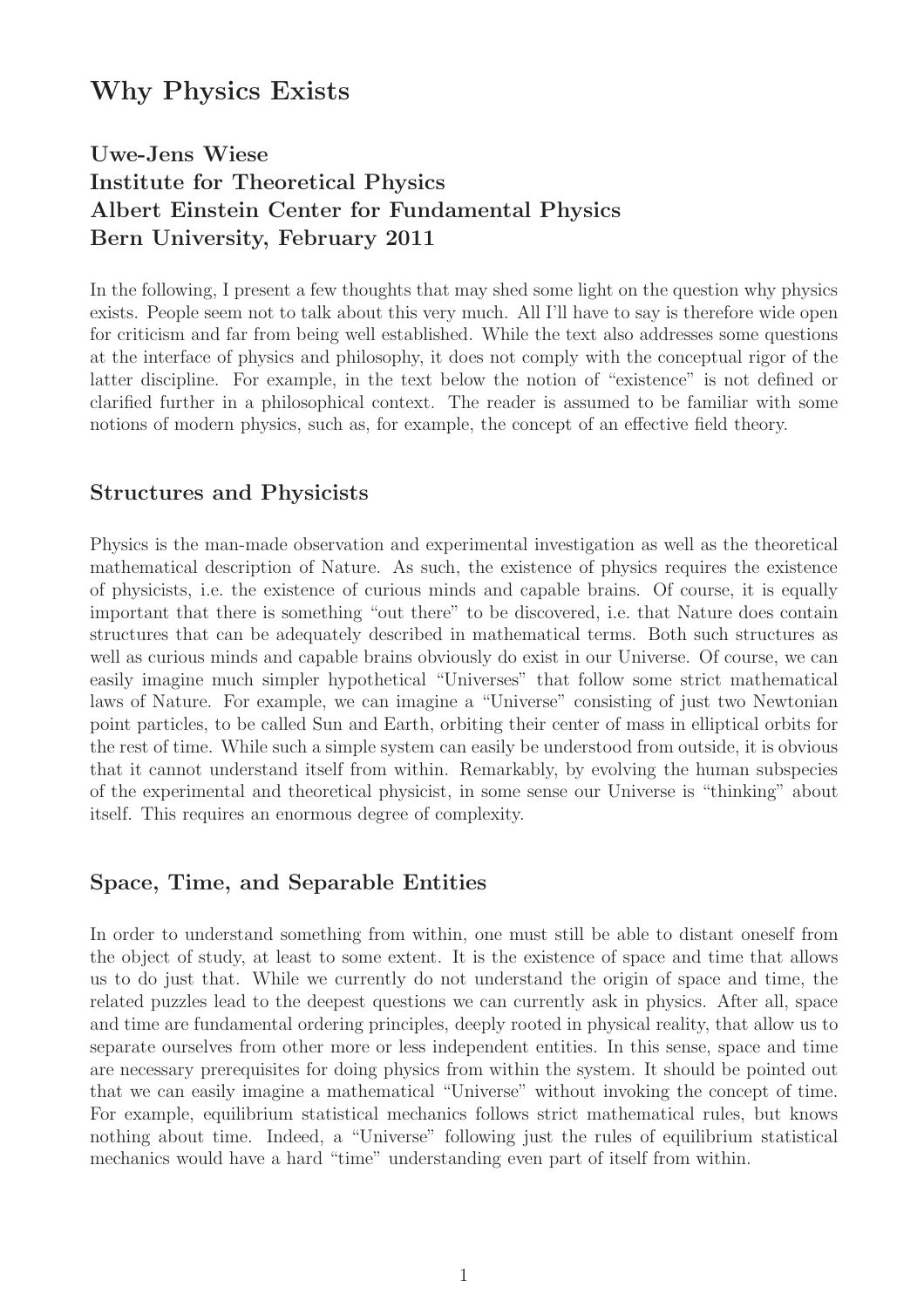# Why Physics Exists

### Uwe-Jens Wiese
### Institute for Theoretical Physics
### Albert Einstein Center for Fundamental Physics
### Bern University, February 2011

In the following, I present a few thoughts that may shed some light on the question why physics exists. People seem not to talk about this very much. All I'll have to say is therefore wide open for criticism and far from being well established. While the text also addresses some questions at the interface of physics and philosophy, it does not comply with the conceptual rigor of the latter discipline. For example, in the text below the notion of "existence" is not defined or clarified further in a philosophical context. The reader is assumed to be familiar with some notions of modern physics, such as, for example, the concept of an effective field theory.

## Structures and Physicists

Physics is the man-made observation and experimental investigation as well as the theoretical mathematical description of Nature. As such, the existence of physics requires the existence of physicists, i.e. the existence of curious minds and capable brains. Of course, it is equally important that there is something "out there" to be discovered, i.e. that Nature does contain structures that can be adequately described in mathematical terms. Both such structures as well as curious minds and capable brains obviously do exist in our Universe. Of course, we can easily imagine much simpler hypothetical "Universes" that follow some strict mathematical laws of Nature. For example, we can imagine a "Universe" consisting of just two Newtonian point particles, to be called Sun and Earth, orbiting their center of mass in elliptical orbits for the rest of time. While such a simple system can easily be understood from outside, it is obvious that it cannot understand itself from within. Remarkably, by evolving the human subspecies of the experimental and theoretical physicist, in some sense our Universe is "thinking" about itself. This requires an enormous degree of complexity.

## Space, Time, and Separable Entities

In order to understand something from within, one must still be able to distant oneself from the object of study, at least to some extent. It is the existence of space and time that allows us to do just that. While we currently do not understand the origin of space and time, the related puzzles lead to the deepest questions we can currently ask in physics. After all, space and time are fundamental ordering principles, deeply rooted in physical reality, that allow us to separate ourselves from other more or less independent entities. In this sense, space and time are necessary prerequisites for doing physics from within the system. It should be pointed out that we can easily imagine a mathematical "Universe" without invoking the concept of time. For example, equilibrium statistical mechanics follows strict mathematical rules, but knows nothing about time. Indeed, a "Universe" following just the rules of equilibrium statistical mechanics would have a hard "time" understanding even part of itself from within.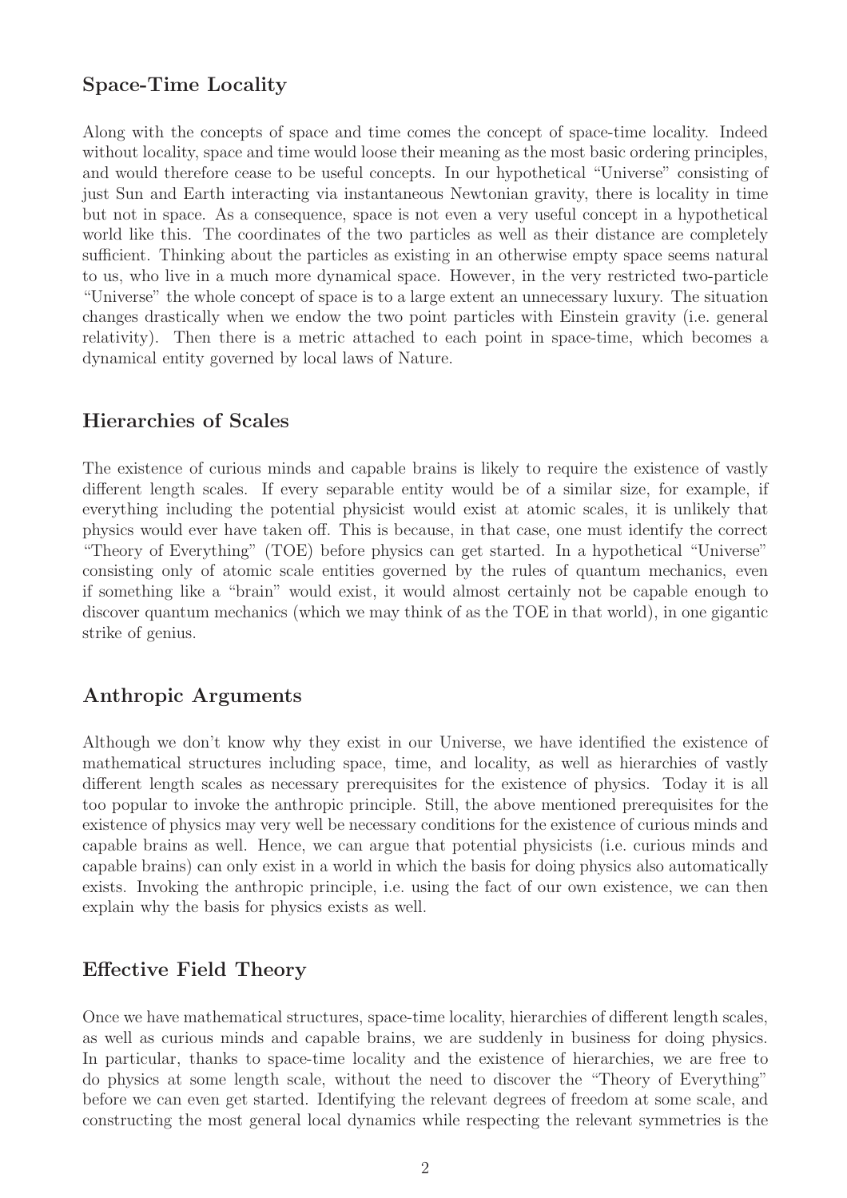## Space-Time Locality

Along with the concepts of space and time comes the concept of space-time locality. Indeed without locality, space and time would loose their meaning as the most basic ordering principles, and would therefore cease to be useful concepts. In our hypothetical "Universe" consisting of just Sun and Earth interacting via instantaneous Newtonian gravity, there is locality in time but not in space. As a consequence, space is not even a very useful concept in a hypothetical world like this. The coordinates of the two particles as well as their distance are completely sufficient. Thinking about the particles as existing in an otherwise empty space seems natural to us, who live in a much more dynamical space. However, in the very restricted two-particle "Universe" the whole concept of space is to a large extent an unnecessary luxury. The situation changes drastically when we endow the two point particles with Einstein gravity (i.e. general relativity). Then there is a metric attached to each point in space-time, which becomes a dynamical entity governed by local laws of Nature.

## Hierarchies of Scales

The existence of curious minds and capable brains is likely to require the existence of vastly different length scales. If every separable entity would be of a similar size, for example, if everything including the potential physicist would exist at atomic scales, it is unlikely that physics would ever have taken off. This is because, in that case, one must identify the correct "Theory of Everything" (TOE) before physics can get started. In a hypothetical "Universe" consisting only of atomic scale entities governed by the rules of quantum mechanics, even if something like a "brain" would exist, it would almost certainly not be capable enough to discover quantum mechanics (which we may think of as the TOE in that world), in one gigantic strike of genius.

## Anthropic Arguments

Although we don't know why they exist in our Universe, we have identified the existence of mathematical structures including space, time, and locality, as well as hierarchies of vastly different length scales as necessary prerequisites for the existence of physics. Today it is all too popular to invoke the anthropic principle. Still, the above mentioned prerequisites for the existence of physics may very well be necessary conditions for the existence of curious minds and capable brains as well. Hence, we can argue that potential physicists (i.e. curious minds and capable brains) can only exist in a world in which the basis for doing physics also automatically exists. Invoking the anthropic principle, i.e. using the fact of our own existence, we can then explain why the basis for physics exists as well.

## Effective Field Theory

Once we have mathematical structures, space-time locality, hierarchies of different length scales, as well as curious minds and capable brains, we are suddenly in business for doing physics. In particular, thanks to space-time locality and the existence of hierarchies, we are free to do physics at some length scale, without the need to discover the "Theory of Everything" before we can even get started. Identifying the relevant degrees of freedom at some scale, and constructing the most general local dynamics while respecting the relevant symmetries is the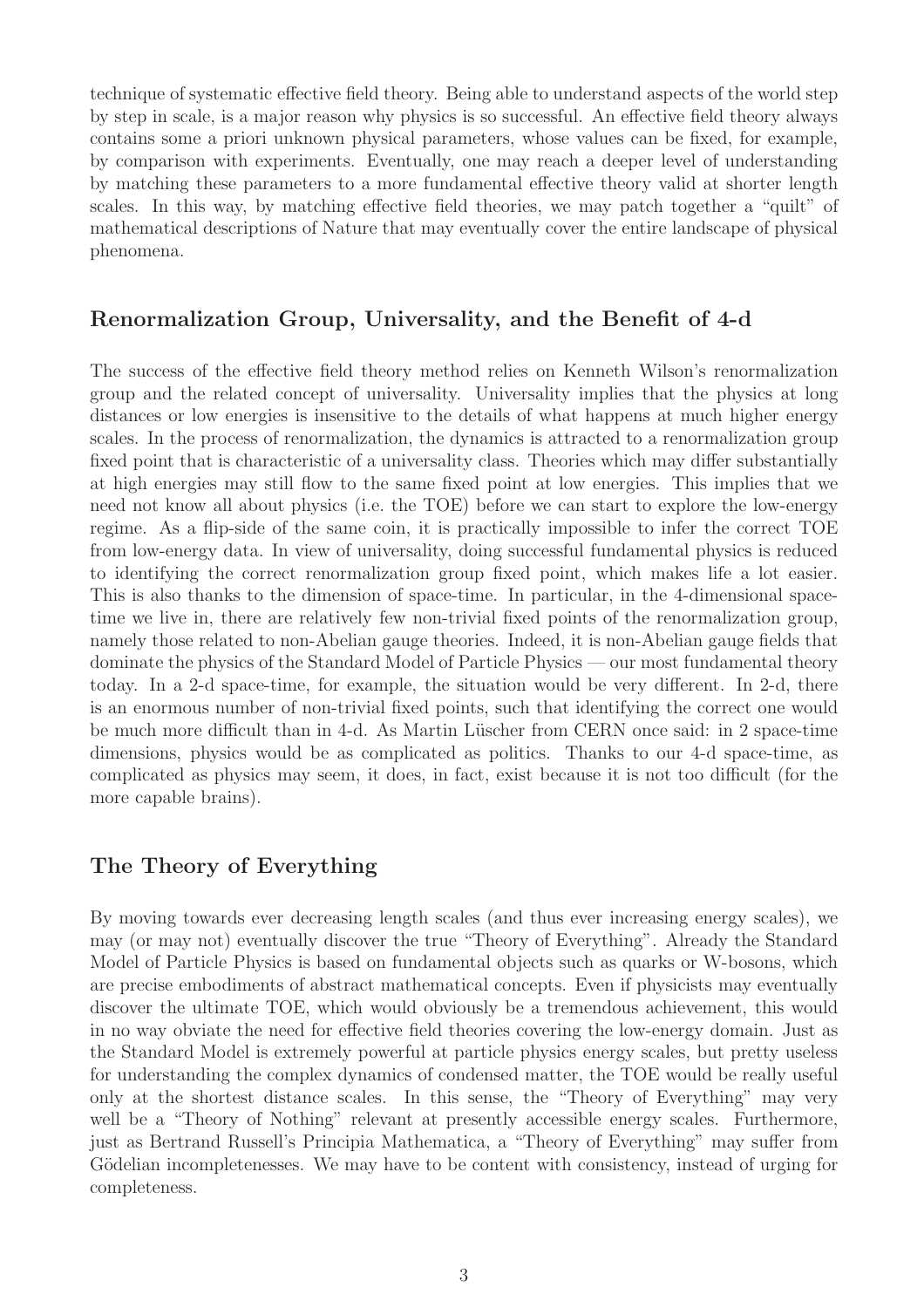technique of systematic effective field theory. Being able to understand aspects of the world step by step in scale, is a major reason why physics is so successful. An effective field theory always contains some a priori unknown physical parameters, whose values can be fixed, for example, by comparison with experiments. Eventually, one may reach a deeper level of understanding by matching these parameters to a more fundamental effective theory valid at shorter length scales. In this way, by matching effective field theories, we may patch together a "quilt" of mathematical descriptions of Nature that may eventually cover the entire landscape of physical phenomena.

## Renormalization Group, Universality, and the Benefit of 4-d

The success of the effective field theory method relies on Kenneth Wilson's renormalization group and the related concept of universality. Universality implies that the physics at long distances or low energies is insensitive to the details of what happens at much higher energy scales. In the process of renormalization, the dynamics is attracted to a renormalization group fixed point that is characteristic of a universality class. Theories which may differ substantially at high energies may still flow to the same fixed point at low energies. This implies that we need not know all about physics (i.e. the TOE) before we can start to explore the low-energy regime. As a flip-side of the same coin, it is practically impossible to infer the correct TOE from low-energy data. In view of universality, doing successful fundamental physics is reduced to identifying the correct renormalization group fixed point, which makes life a lot easier. This is also thanks to the dimension of space-time. In particular, in the 4-dimensional space-time we live in, there are relatively few non-trivial fixed points of the renormalization group, namely those related to non-Abelian gauge theories. Indeed, it is non-Abelian gauge fields that dominate the physics of the Standard Model of Particle Physics — our most fundamental theory today. In a 2-d space-time, for example, the situation would be very different. In 2-d, there is an enormous number of non-trivial fixed points, such that identifying the correct one would be much more difficult than in 4-d. As Martin Lüscher from CERN once said: in 2 space-time dimensions, physics would be as complicated as politics. Thanks to our 4-d space-time, as complicated as physics may seem, it does, in fact, exist because it is not too difficult (for the more capable brains).

## The Theory of Everything

By moving towards ever decreasing length scales (and thus ever increasing energy scales), we may (or may not) eventually discover the true "Theory of Everything". Already the Standard Model of Particle Physics is based on fundamental objects such as quarks or W-bosons, which are precise embodiments of abstract mathematical concepts. Even if physicists may eventually discover the ultimate TOE, which would obviously be a tremendous achievement, this would in no way obviate the need for effective field theories covering the low-energy domain. Just as the Standard Model is extremely powerful at particle physics energy scales, but pretty useless for understanding the complex dynamics of condensed matter, the TOE would be really useful only at the shortest distance scales. In this sense, the "Theory of Everything" may very well be a "Theory of Nothing" relevant at presently accessible energy scales. Furthermore, just as Bertrand Russell's Principia Mathematica, a "Theory of Everything" may suffer from Gödelian incompletenesses. We may have to be content with consistency, instead of urging for completeness.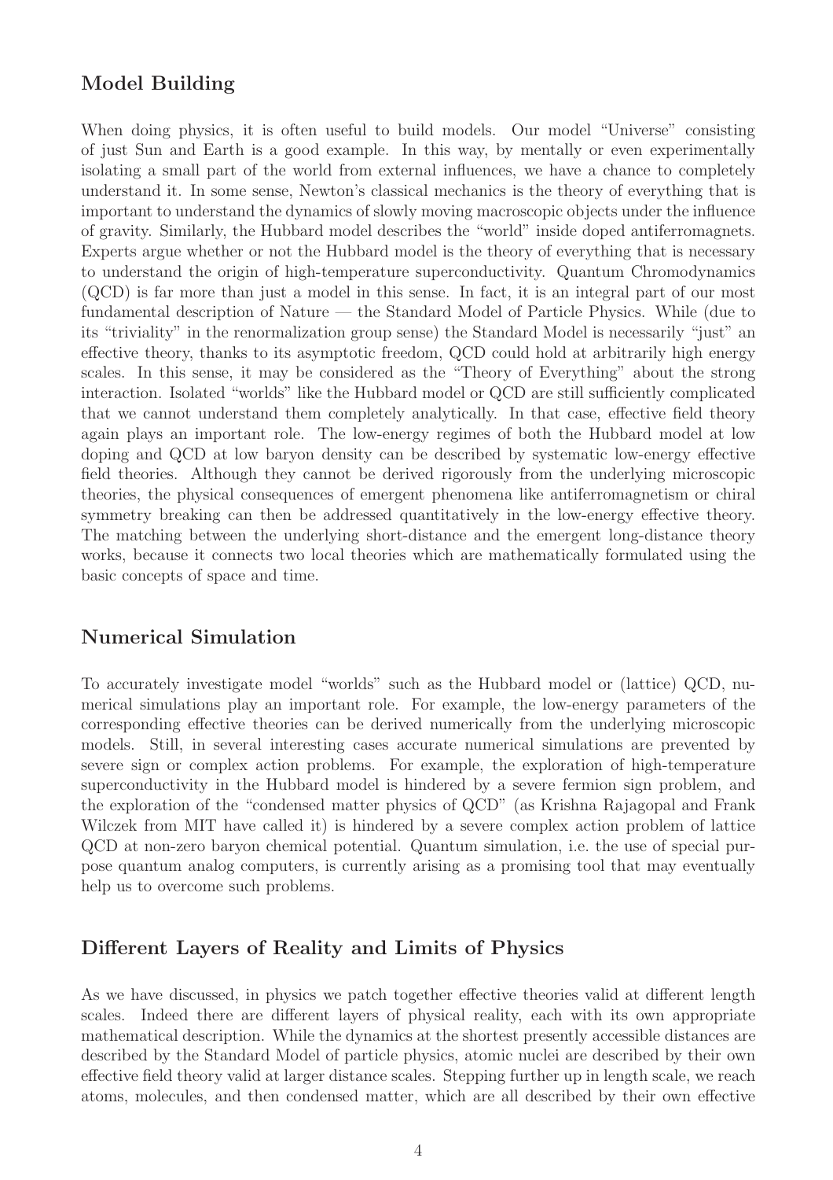## Model Building

When doing physics, it is often useful to build models. Our model "Universe" consisting of just Sun and Earth is a good example. In this way, by mentally or even experimentally isolating a small part of the world from external influences, we have a chance to completely understand it. In some sense, Newton's classical mechanics is the theory of everything that is important to understand the dynamics of slowly moving macroscopic objects under the influence of gravity. Similarly, the Hubbard model describes the "world" inside doped antiferromagnets. Experts argue whether or not the Hubbard model is the theory of everything that is necessary to understand the origin of high-temperature superconductivity. Quantum Chromodynamics (QCD) is far more than just a model in this sense. In fact, it is an integral part of our most fundamental description of Nature — the Standard Model of Particle Physics. While (due to its "triviality" in the renormalization group sense) the Standard Model is necessarily "just" an effective theory, thanks to its asymptotic freedom, QCD could hold at arbitrarily high energy scales. In this sense, it may be considered as the "Theory of Everything" about the strong interaction. Isolated "worlds" like the Hubbard model or QCD are still sufficiently complicated that we cannot understand them completely analytically. In that case, effective field theory again plays an important role. The low-energy regimes of both the Hubbard model at low doping and QCD at low baryon density can be described by systematic low-energy effective field theories. Although they cannot be derived rigorously from the underlying microscopic theories, the physical consequences of emergent phenomena like antiferromagnetism or chiral symmetry breaking can then be addressed quantitatively in the low-energy effective theory. The matching between the underlying short-distance and the emergent long-distance theory works, because it connects two local theories which are mathematically formulated using the basic concepts of space and time.

## Numerical Simulation

To accurately investigate model "worlds" such as the Hubbard model or (lattice) QCD, numerical simulations play an important role. For example, the low-energy parameters of the corresponding effective theories can be derived numerically from the underlying microscopic models. Still, in several interesting cases accurate numerical simulations are prevented by severe sign or complex action problems. For example, the exploration of high-temperature superconductivity in the Hubbard model is hindered by a severe fermion sign problem, and the exploration of the "condensed matter physics of QCD" (as Krishna Rajagopal and Frank Wilczek from MIT have called it) is hindered by a severe complex action problem of lattice QCD at non-zero baryon chemical potential. Quantum simulation, i.e. the use of special purpose quantum analog computers, is currently arising as a promising tool that may eventually help us to overcome such problems.

## Different Layers of Reality and Limits of Physics

As we have discussed, in physics we patch together effective theories valid at different length scales. Indeed there are different layers of physical reality, each with its own appropriate mathematical description. While the dynamics at the shortest presently accessible distances are described by the Standard Model of particle physics, atomic nuclei are described by their own effective field theory valid at larger distance scales. Stepping further up in length scale, we reach atoms, molecules, and then condensed matter, which are all described by their own effective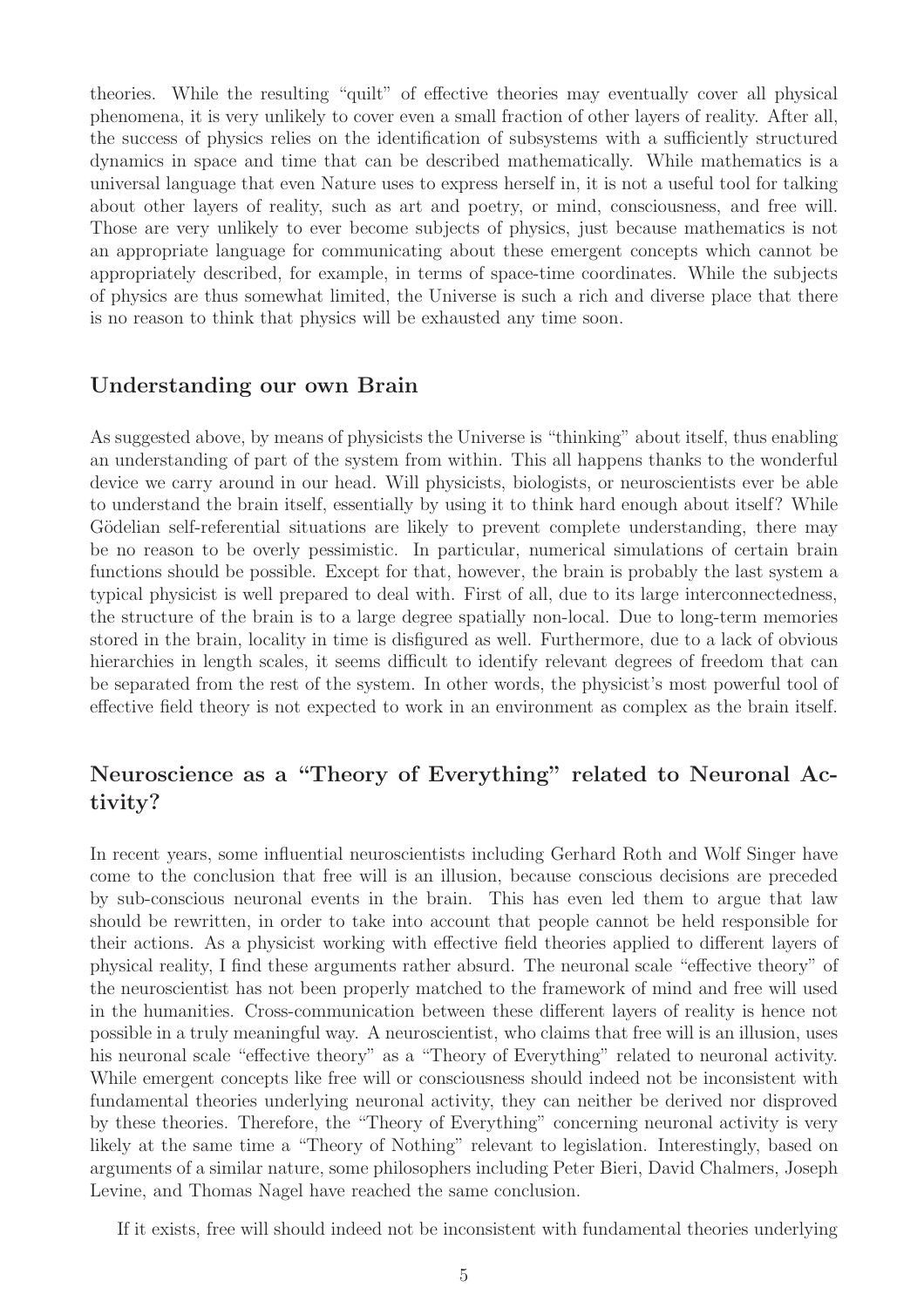theories. While the resulting "quilt" of effective theories may eventually cover all physical phenomena, it is very unlikely to cover even a small fraction of other layers of reality. After all, the success of physics relies on the identification of subsystems with a sufficiently structured dynamics in space and time that can be described mathematically. While mathematics is a universal language that even Nature uses to express herself in, it is not a useful tool for talking about other layers of reality, such as art and poetry, or mind, consciousness, and free will. Those are very unlikely to ever become subjects of physics, just because mathematics is not an appropriate language for communicating about these emergent concepts which cannot be appropriately described, for example, in terms of space-time coordinates. While the subjects of physics are thus somewhat limited, the Universe is such a rich and diverse place that there is no reason to think that physics will be exhausted any time soon.

## Understanding our own Brain

As suggested above, by means of physicists the Universe is "thinking" about itself, thus enabling an understanding of part of the system from within. This all happens thanks to the wonderful device we carry around in our head. Will physicists, biologists, or neuroscientists ever be able to understand the brain itself, essentially by using it to think hard enough about itself? While Gödelian self-referential situations are likely to prevent complete understanding, there may be no reason to be overly pessimistic. In particular, numerical simulations of certain brain functions should be possible. Except for that, however, the brain is probably the last system a typical physicist is well prepared to deal with. First of all, due to its large interconnectedness, the structure of the brain is to a large degree spatially non-local. Due to long-term memories stored in the brain, locality in time is disfigured as well. Furthermore, due to a lack of obvious hierarchies in length scales, it seems difficult to identify relevant degrees of freedom that can be separated from the rest of the system. In other words, the physicist's most powerful tool of effective field theory is not expected to work in an environment as complex as the brain itself.

## Neuroscience as a "Theory of Everything" related to Neuronal Activity?

In recent years, some influential neuroscientists including Gerhard Roth and Wolf Singer have come to the conclusion that free will is an illusion, because conscious decisions are preceded by sub-conscious neuronal events in the brain. This has even led them to argue that law should be rewritten, in order to take into account that people cannot be held responsible for their actions. As a physicist working with effective field theories applied to different layers of physical reality, I find these arguments rather absurd. The neuronal scale "effective theory" of the neuroscientist has not been properly matched to the framework of mind and free will used in the humanities. Cross-communication between these different layers of reality is hence not possible in a truly meaningful way. A neuroscientist, who claims that free will is an illusion, uses his neuronal scale "effective theory" as a "Theory of Everything" related to neuronal activity. While emergent concepts like free will or consciousness should indeed not be inconsistent with fundamental theories underlying neuronal activity, they can neither be derived nor disproved by these theories. Therefore, the "Theory of Everything" concerning neuronal activity is very likely at the same time a "Theory of Nothing" relevant to legislation. Interestingly, based on arguments of a similar nature, some philosophers including Peter Bieri, David Chalmers, Joseph Levine, and Thomas Nagel have reached the same conclusion.

If it exists, free will should indeed not be inconsistent with fundamental theories underlying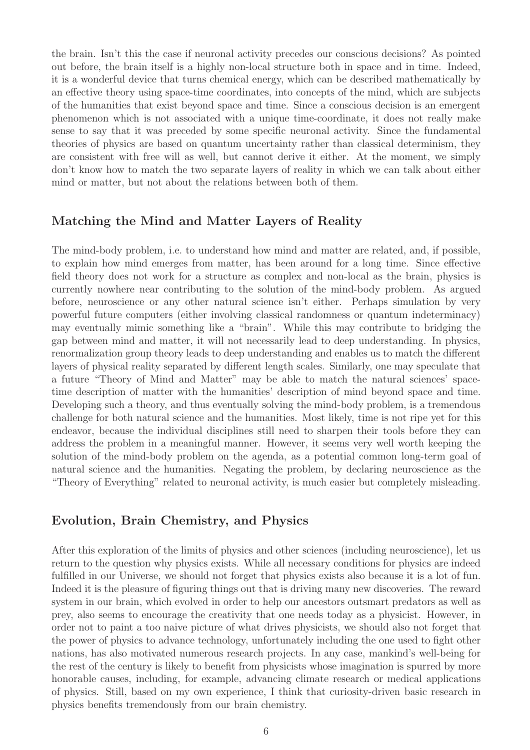the brain. Isn't this the case if neuronal activity precedes our conscious decisions? As pointed out before, the brain itself is a highly non-local structure both in space and in time. Indeed, it is a wonderful device that turns chemical energy, which can be described mathematically by an effective theory using space-time coordinates, into concepts of the mind, which are subjects of the humanities that exist beyond space and time. Since a conscious decision is an emergent phenomenon which is not associated with a unique time-coordinate, it does not really make sense to say that it was preceded by some specific neuronal activity. Since the fundamental theories of physics are based on quantum uncertainty rather than classical determinism, they are consistent with free will as well, but cannot derive it either. At the moment, we simply don't know how to match the two separate layers of reality in which we can talk about either mind or matter, but not about the relations between both of them.

## Matching the Mind and Matter Layers of Reality

The mind-body problem, i.e. to understand how mind and matter are related, and, if possible, to explain how mind emerges from matter, has been around for a long time. Since effective field theory does not work for a structure as complex and non-local as the brain, physics is currently nowhere near contributing to the solution of the mind-body problem. As argued before, neuroscience or any other natural science isn't either. Perhaps simulation by very powerful future computers (either involving classical randomness or quantum indeterminacy) may eventually mimic something like a "brain". While this may contribute to bridging the gap between mind and matter, it will not necessarily lead to deep understanding. In physics, renormalization group theory leads to deep understanding and enables us to match the different layers of physical reality separated by different length scales. Similarly, one may speculate that a future "Theory of Mind and Matter" may be able to match the natural sciences' space-time description of matter with the humanities' description of mind beyond space and time. Developing such a theory, and thus eventually solving the mind-body problem, is a tremendous challenge for both natural science and the humanities. Most likely, time is not ripe yet for this endeavor, because the individual disciplines still need to sharpen their tools before they can address the problem in a meaningful manner. However, it seems very well worth keeping the solution of the mind-body problem on the agenda, as a potential common long-term goal of natural science and the humanities. Negating the problem, by declaring neuroscience as the "Theory of Everything" related to neuronal activity, is much easier but completely misleading.

## Evolution, Brain Chemistry, and Physics

After this exploration of the limits of physics and other sciences (including neuroscience), let us return to the question why physics exists. While all necessary conditions for physics are indeed fulfilled in our Universe, we should not forget that physics exists also because it is a lot of fun. Indeed it is the pleasure of figuring things out that is driving many new discoveries. The reward system in our brain, which evolved in order to help our ancestors outsmart predators as well as prey, also seems to encourage the creativity that one needs today as a physicist. However, in order not to paint a too naive picture of what drives physicists, we should also not forget that the power of physics to advance technology, unfortunately including the one used to fight other nations, has also motivated numerous research projects. In any case, mankind's well-being for the rest of the century is likely to benefit from physicists whose imagination is spurred by more honorable causes, including, for example, advancing climate research or medical applications of physics. Still, based on my own experience, I think that curiosity-driven basic research in physics benefits tremendously from our brain chemistry.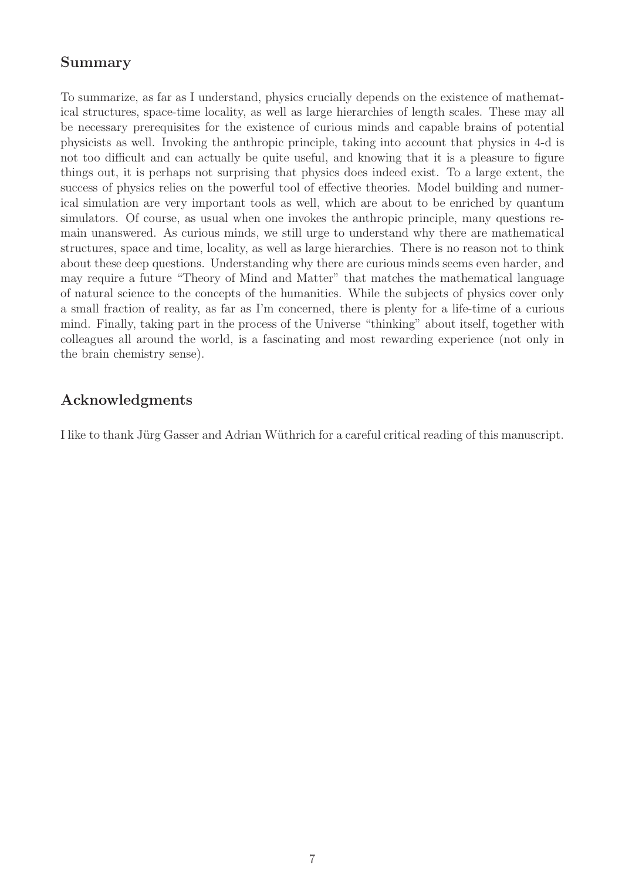## Summary

To summarize, as far as I understand, physics crucially depends on the existence of mathematical structures, space-time locality, as well as large hierarchies of length scales. These may all be necessary prerequisites for the existence of curious minds and capable brains of potential physicists as well. Invoking the anthropic principle, taking into account that physics in 4-d is not too difficult and can actually be quite useful, and knowing that it is a pleasure to figure things out, it is perhaps not surprising that physics does indeed exist. To a large extent, the success of physics relies on the powerful tool of effective theories. Model building and numerical simulation are very important tools as well, which are about to be enriched by quantum simulators. Of course, as usual when one invokes the anthropic principle, many questions remain unanswered. As curious minds, we still urge to understand why there are mathematical structures, space and time, locality, as well as large hierarchies. There is no reason not to think about these deep questions. Understanding why there are curious minds seems even harder, and may require a future "Theory of Mind and Matter" that matches the mathematical language of natural science to the concepts of the humanities. While the subjects of physics cover only a small fraction of reality, as far as I'm concerned, there is plenty for a life-time of a curious mind. Finally, taking part in the process of the Universe "thinking" about itself, together with colleagues all around the world, is a fascinating and most rewarding experience (not only in the brain chemistry sense).

## Acknowledgments

I like to thank Jürg Gasser and Adrian Wüthrich for a careful critical reading of this manuscript.